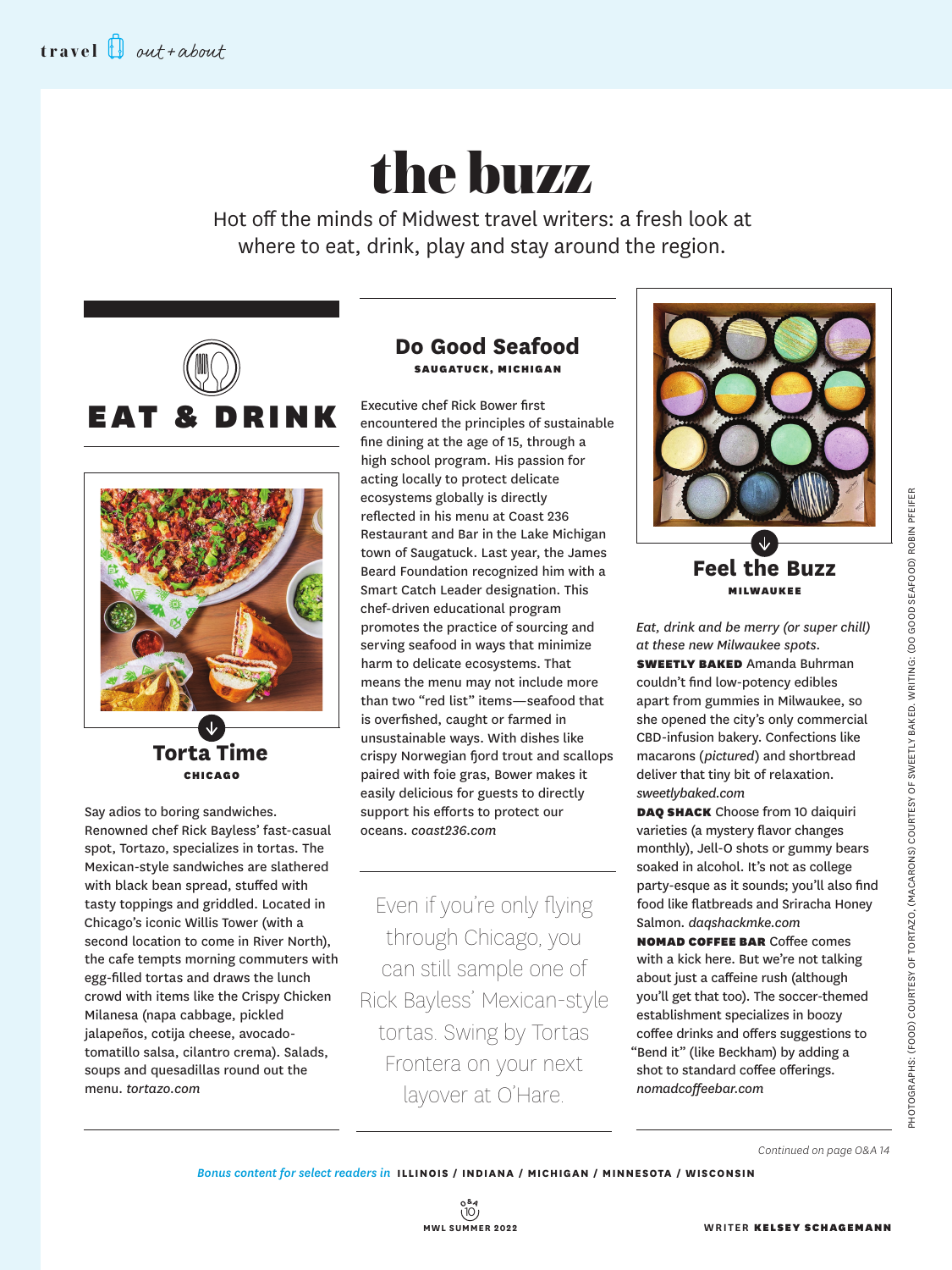# the buzz

Hot off the minds of Midwest travel writers: a fresh look at where to eat, drink, play and stay around the region.

## EAT & DRINK

### Torta Time

**CHICAGO**

Say adios to boring sandwiches. Renowned chef Rick Bayless' fast-casual spot, Tortazo, specializes in tortas. The Mexican-style sandwiches are slathered with black bean spread, stuffed with tasty toppings and griddled. Located in Chicago's iconic Willis Tower (with a second location to come in River North), the cafe tempts morning commuters with egg-filled tortas and draws the lunch crowd with items like the Crispy Chicken Milanesa (napa cabbage, pickled jalapeños, cotija cheese, avocado-tomatillo salsa, cilantro crema). Salads, soups and quesadillas round out the menu. *tortazo.com*

### Do Good Seafood

**SAUGATUCK, MICHIGAN**

Executive chef Rick Bower first encountered the principles of sustainable fine dining at the age of 15, through a high school program. His passion for acting locally to protect delicate ecosystems globally is directly reflected in his menu at Coast 236 Restaurant and Bar in the Lake Michigan town of Saugatuck. Last year, the James Beard Foundation recognized him with a Smart Catch Leader designation. This chef-driven educational program promotes the practice of sourcing and serving seafood in ways that minimize harm to delicate ecosystems. That means the menu may not include more than two "red list" items—seafood that is overfished, caught or farmed in unsustainable ways. With dishes like crispy Norwegian fjord trout and scallops paired with foie gras, Bower makes it easily delicious for guests to directly support his efforts to protect our oceans. *coast236.com*

Even if you're only flying through Chicago, you can still sample one of Rick Bayless' Mexican-style tortas. Swing by Tortas Frontera on your next layover at O'Hare.

### Feel the Buzz

**MILWAUKEE**

*Eat, drink and be merry (or super chill) at these new Milwaukee spots.*

**SWEETLY BAKED** Amanda Buhrman couldn't find low-potency edibles apart from gummies in Milwaukee, so she opened the city's only commercial CBD-infusion bakery. Confections like macarons (*pictured*) and shortbread deliver that tiny bit of relaxation. *sweetlybaked.com*

**DAQ SHACK** Choose from 10 daiquiri varieties (a mystery flavor changes monthly), Jell-O shots or gummy bears soaked in alcohol. It's not as college party-esque as it sounds; you'll also find food like flatbreads and Sriracha Honey Salmon. *daqshackmke.com*

**NOMAD COFFEE BAR** Coffee comes with a kick here. But we're not talking about just a caffeine rush (although you'll get that too). The soccer-themed establishment specializes in boozy coffee drinks and offers suggestions to "Bend it" (like Beckham) by adding a shot to standard coffee offerings. *nomadcoffeebar.com*

*Continued on page O&A 14*

PHOTOGRAPHS: (FOOD) COURTESY OF TORTAZO, (MACARONS) COURTESY OF SWEETLY BAKED. WRITING: (DO GOOD SEAFOOD) ROBIN PFEIFER

*Bonus content for select readers in* **ILLINOIS / INDIANA / MICHIGAN / MINNESOTA / WISCONSIN**

WRITER **KELSEY SCHAGEMANN**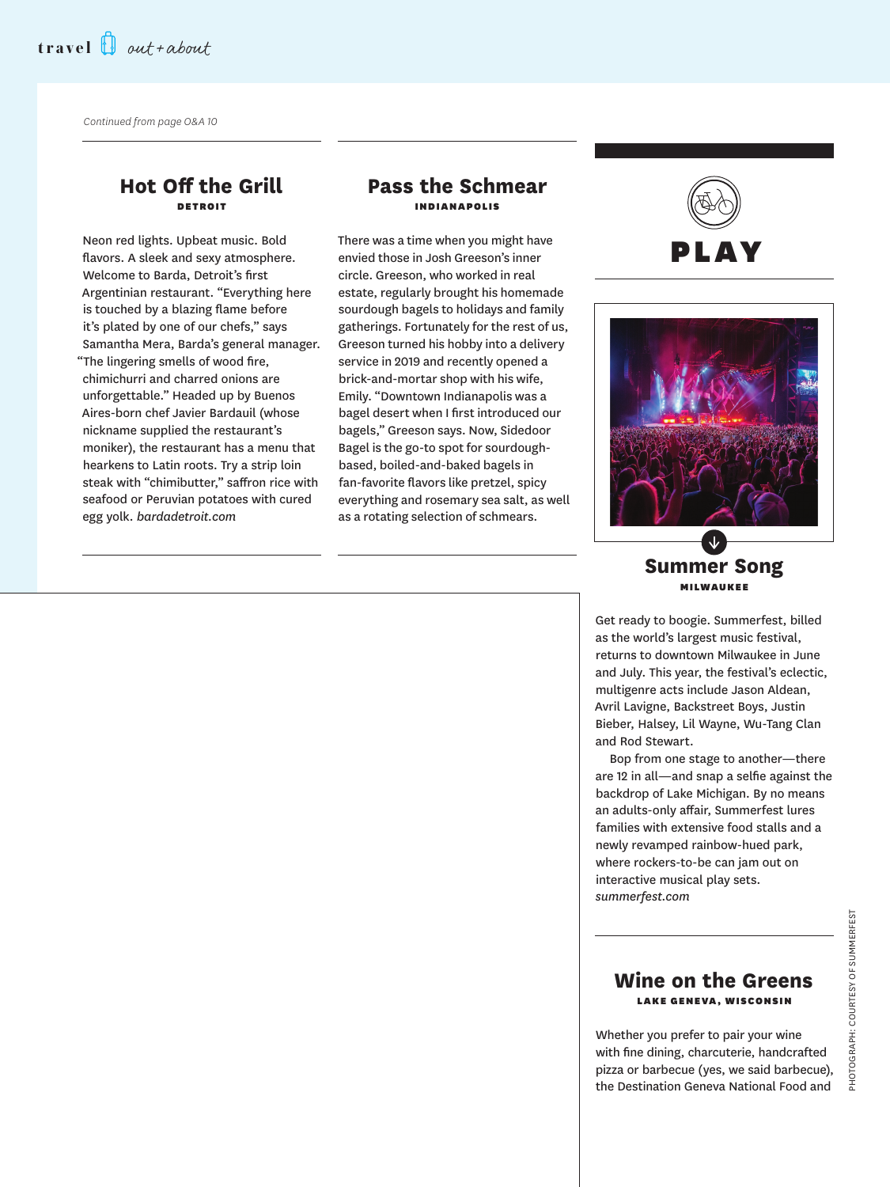*Continued from page O&A 10*

## Hot Off the Grill

**DETROIT**

Neon red lights. Upbeat music. Bold flavors. A sleek and sexy atmosphere. Welcome to Barda, Detroit's first Argentinian restaurant. "Everything here is touched by a blazing flame before it's plated by one of our chefs," says Samantha Mera, Barda's general manager. "The lingering smells of wood fire, chimichurri and charred onions are unforgettable." Headed up by Buenos Aires-born chef Javier Bardauil (whose nickname supplied the restaurant's moniker), the restaurant has a menu that hearkens to Latin roots. Try a strip loin steak with "chimibutter," saffron rice with seafood or Peruvian potatoes with cured egg yolk. *bardadetroit.com*

## Pass the Schmear

**INDIANAPOLIS**

There was a time when you might have envied those in Josh Greeson's inner circle. Greeson, who worked in real estate, regularly brought his homemade sourdough bagels to holidays and family gatherings. Fortunately for the rest of us, Greeson turned his hobby into a delivery service in 2019 and recently opened a brick-and-mortar shop with his wife, Emily. "Downtown Indianapolis was a bagel desert when I first introduced our bagels," Greeson says. Now, Sidedoor Bagel is the go-to spot for sourdough-based, boiled-and-baked bagels in fan-favorite flavors like pretzel, spicy everything and rosemary sea salt, as well as a rotating selection of schmears.

# PLAY

## Summer Song

**MILWAUKEE**

Get ready to boogie. Summerfest, billed as the world's largest music festival, returns to downtown Milwaukee in June and July. This year, the festival's eclectic, multigenre acts include Jason Aldean, Avril Lavigne, Backstreet Boys, Justin Bieber, Halsey, Lil Wayne, Wu-Tang Clan and Rod Stewart.

Bop from one stage to another—there are 12 in all—and snap a selfie against the backdrop of Lake Michigan. By no means an adults-only affair, Summerfest lures families with extensive food stalls and a newly revamped rainbow-hued park, where rockers-to-be can jam out on interactive musical play sets. *summerfest.com*

PHOTOGRAPH: COURTESY OF SUMMERFEST

## Wine on the Greens

**LAKE GENEVA, WISCONSIN**

Whether you prefer to pair your wine with fine dining, charcuterie, handcrafted pizza or barbecue (yes, we said barbecue), the Destination Geneva National Food and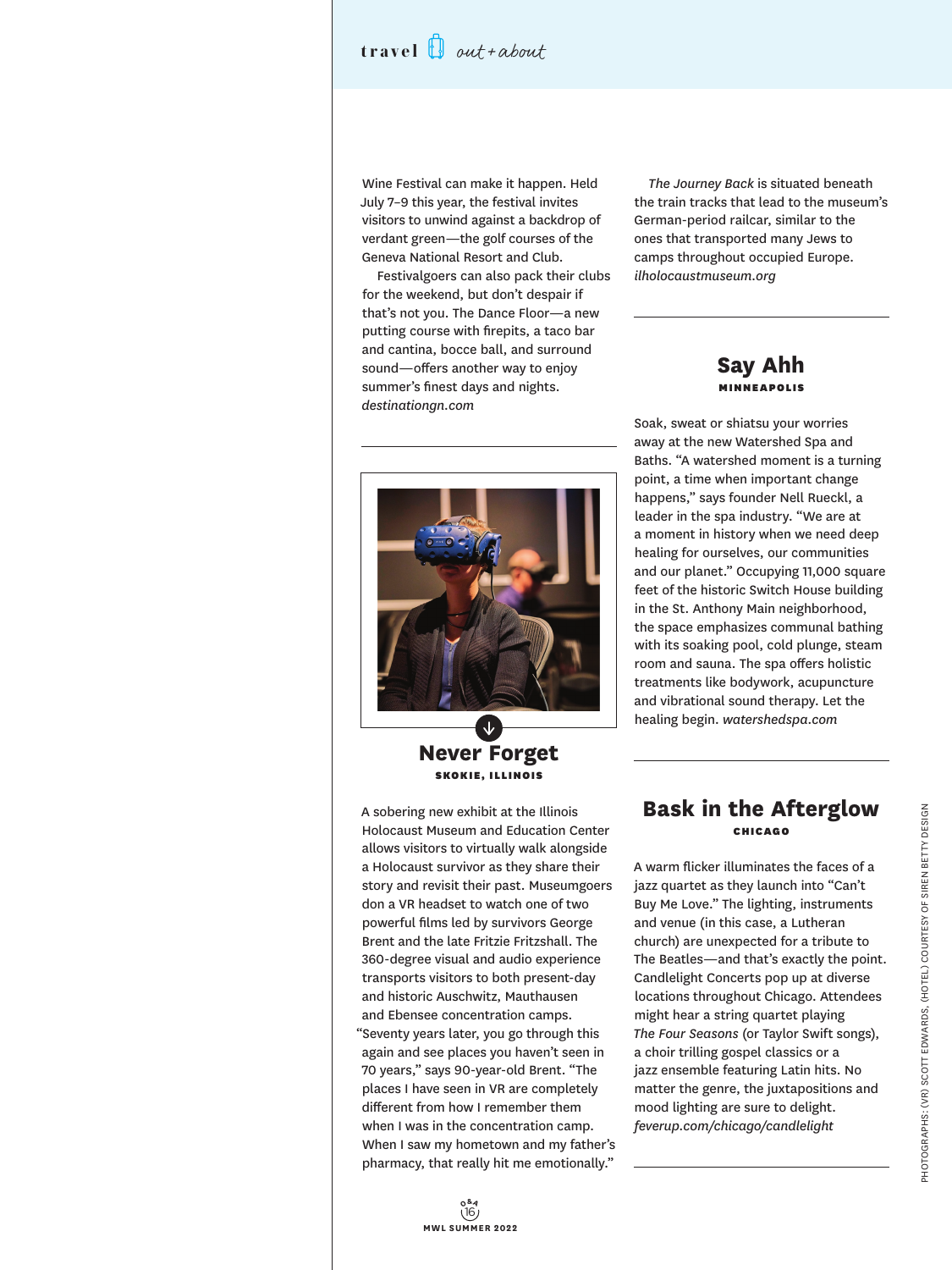Wine Festival can make it happen. Held July 7–9 this year, the festival invites visitors to unwind against a backdrop of verdant green—the golf courses of the Geneva National Resort and Club.

Festivalgoers can also pack their clubs for the weekend, but don't despair if that's not you. The Dance Floor—a new putting course with firepits, a taco bar and cantina, bocce ball, and surround sound—offers another way to enjoy summer's finest days and nights. *destinationgn.com*

## Never Forget

**SKOKIE, ILLINOIS**

A sobering new exhibit at the Illinois Holocaust Museum and Education Center allows visitors to virtually walk alongside a Holocaust survivor as they share their story and revisit their past. Museumgoers don a VR headset to watch one of two powerful films led by survivors George Brent and the late Fritzie Fritzshall. The 360-degree visual and audio experience transports visitors to both present-day and historic Auschwitz, Mauthausen and Ebensee concentration camps. "Seventy years later, you go through this again and see places you haven't seen in 70 years," says 90-year-old Brent. "The places I have seen in VR are completely different from how I remember them when I was in the concentration camp. When I saw my hometown and my father's pharmacy, that really hit me emotionally."

*The Journey Back* is situated beneath the train tracks that lead to the museum's German-period railcar, similar to the ones that transported many Jews to camps throughout occupied Europe. *ilholocaustmuseum.org*

## Say Ahh

**MINNEAPOLIS**

Soak, sweat or shiatsu your worries away at the new Watershed Spa and Baths. "A watershed moment is a turning point, a time when important change happens," says founder Nell Rueckl, a leader in the spa industry. "We are at a moment in history when we need deep healing for ourselves, our communities and our planet." Occupying 11,000 square feet of the historic Switch House building in the St. Anthony Main neighborhood, the space emphasizes communal bathing with its soaking pool, cold plunge, steam room and sauna. The spa offers holistic treatments like bodywork, acupuncture and vibrational sound therapy. Let the healing begin. *watershedspa.com*

## Bask in the Afterglow

**CHICAGO**

A warm flicker illuminates the faces of a jazz quartet as they launch into "Can't Buy Me Love." The lighting, instruments and venue (in this case, a Lutheran church) are unexpected for a tribute to The Beatles—and that's exactly the point. Candlelight Concerts pop up at diverse locations throughout Chicago. Attendees might hear a string quartet playing *The Four Seasons* (or Taylor Swift songs), a choir trilling gospel classics or a jazz ensemble featuring Latin hits. No matter the genre, the juxtapositions and mood lighting are sure to delight. *feverup.com/chicago/candlelight*

PHOTOGRAPHS: (VR) SCOTT EDWARDS, (HOTEL) COURTESY OF SIREN BETTY DESIGN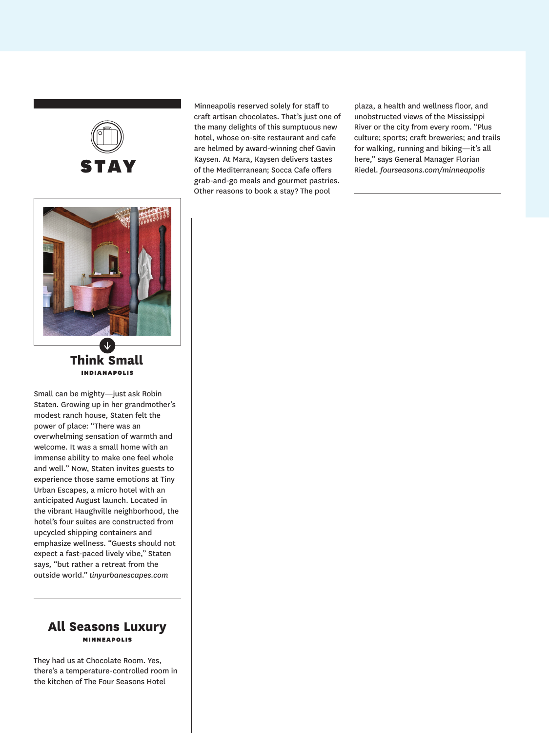# STAY

## Think Small

**INDIANAPOLIS**

Small can be mighty—just ask Robin Staten. Growing up in her grandmother's modest ranch house, Staten felt the power of place: "There was an overwhelming sensation of warmth and welcome. It was a small home with an immense ability to make one feel whole and well." Now, Staten invites guests to experience those same emotions at Tiny Urban Escapes, a micro hotel with an anticipated August launch. Located in the vibrant Haughville neighborhood, the hotel's four suites are constructed from upcycled shipping containers and emphasize wellness. "Guests should not expect a fast-paced lively vibe," Staten says, "but rather a retreat from the outside world." *tinyurbanescapes.com*

## All Seasons Luxury

**MINNEAPOLIS**

They had us at Chocolate Room. Yes, there's a temperature-controlled room in the kitchen of The Four Seasons Hotel Minneapolis reserved solely for staff to craft artisan chocolates. That's just one of the many delights of this sumptuous new hotel, whose on-site restaurant and cafe are helmed by award-winning chef Gavin Kaysen. At Mara, Kaysen delivers tastes of the Mediterranean; Socca Cafe offers grab-and-go meals and gourmet pastries. Other reasons to book a stay? The pool plaza, a health and wellness floor, and unobstructed views of the Mississippi River or the city from every room. "Plus culture; sports; craft breweries; and trails for walking, running and biking—it's all here," says General Manager Florian Riedel. *fourseasons.com/minneapolis*